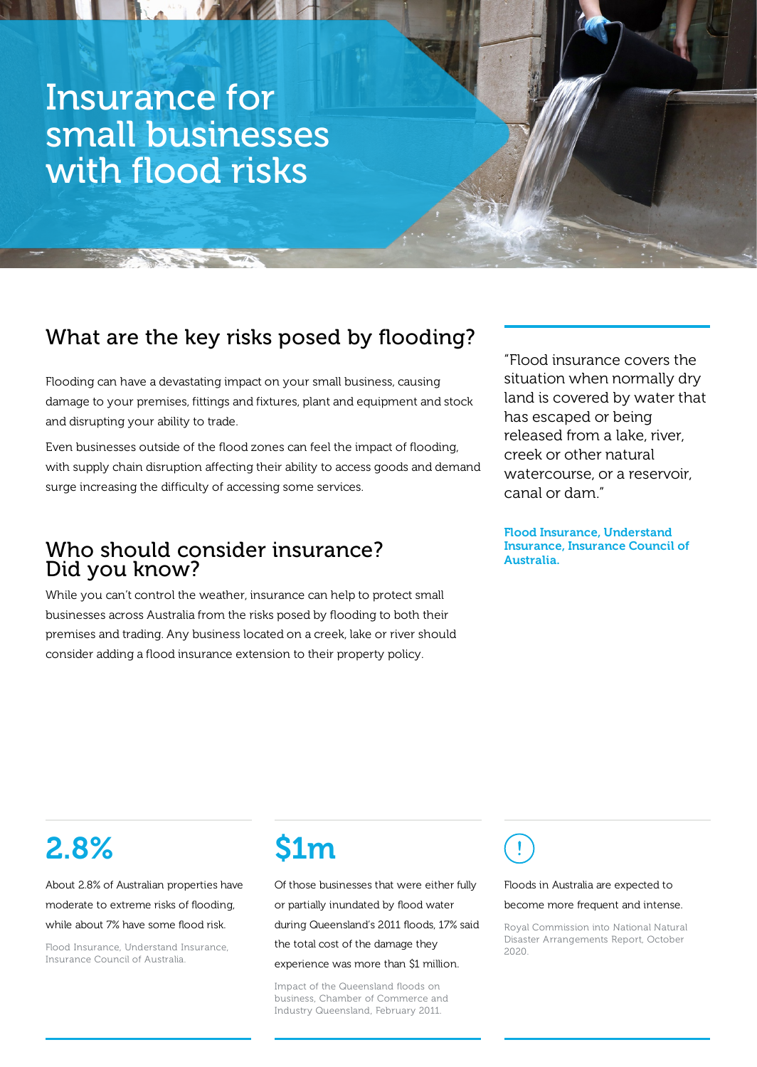# Insurance for small businesses with flood risks

## What are the key risks posed by flooding?

Flooding can have a devastating impact on your small business, causing damage to your premises, fittings and fixtures, plant and equipment and stock and disrupting your ability to trade.

Even businesses outside of the flood zones can feel the impact of flooding, with supply chain disruption affecting their ability to access goods and demand surge increasing the difficulty of accessing some services.

> "Flood insurance covers the situation when normally dry land is covered by water that has escaped or being released from a lake, river, creek or other natural watercourse, or a reservoir, canal or dam."

**Flood Insurance, Understand Insurance, Insurance Council of Australia.**

## Who should consider insurance? Did you know?

While you can't control the weather, insurance can help to protect small businesses across Australia from the risks posed by flooding to both their premises and trading. Any business located on a creek, lake or river should consider adding a flood insurance extension to their property policy.

### 2.8%

About 2.8% of Australian properties have moderate to extreme risks of flooding, while about 7% have some flood risk.

Flood Insurance, Understand Insurance, Insurance Council of Australia.

### $1m

Of those businesses that were either fully or partially inundated by flood water during Queensland's 2011 floods, 17% said the total cost of the damage they experienced was more than $1 million.

Impact of the Queensland floods on business, Chamber of Commerce and Industry Queensland, February 2011.

### !

Floods in Australia are expected to become more frequent and intense.

Royal Commission into National Natural Disaster Arrangements Report, October 2020.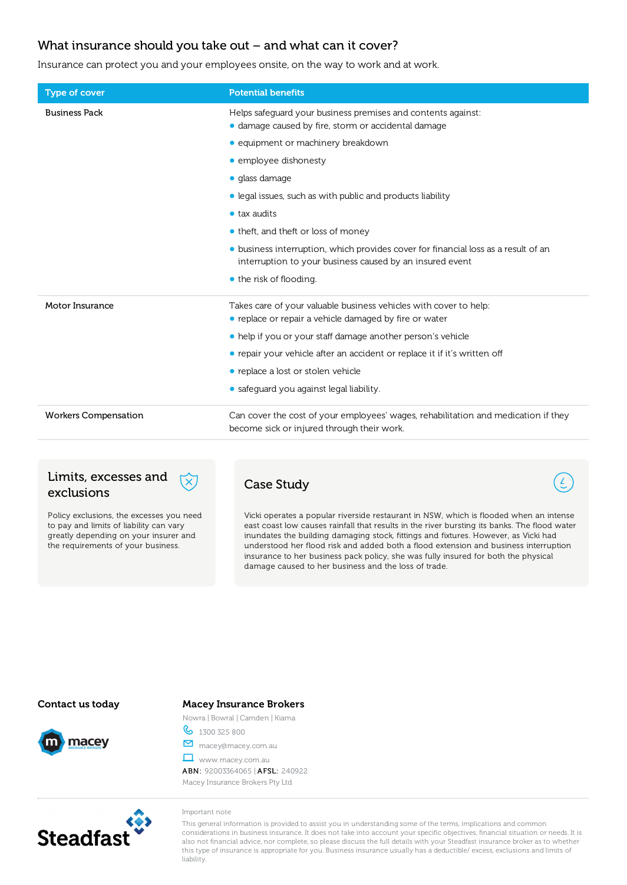## What insurance should you take out – and what can it cover?

Insurance can protect you and your employees onsite, on the way to work and at work.

| Type of cover | Potential benefits |
| --- | --- |
| Business Pack | Helps safeguard your business premises and contents against:<br>• damage caused by fire, storm or accidental damage<br>• equipment or machinery breakdown<br>• employee dishonesty<br>• glass damage<br>• legal issues, such as with public and products liability<br>• tax audits<br>• theft, and theft or loss of money<br>• business interruption, which provides cover for financial loss as a result of an interruption to your business caused by an insured event<br>• the risk of flooding. |
| Motor Insurance | Takes care of your valuable business vehicles with cover to help:<br>• replace or repair a vehicle damaged by fire or water<br>• help if you or your staff damage another person's vehicle<br>• repair your vehicle after an accident or replace it if it's written off<br>• replace a lost or stolen vehicle<br>• safeguard you against legal liability. |
| Workers Compensation | Can cover the cost of your employees' wages, rehabilitation and medication if they become sick or injured through their work. |

### Limits, excesses and exclusions

Policy exclusions, the excesses you need to pay and limits of liability can vary greatly depending on your insurer and the requirements of your business.

### Case Study

Vicki operates a popular riverside restaurant in NSW, which is flooded when an intense east coast low causes rainfall that results in the river bursting its banks. The flood water inundates the building damaging stock, fittings and fixtures. However, as Vicki had understood her flood risk and added both a flood extension and business interruption insurance to her business pack policy, she was fully insured for both the physical damage caused to her business and the loss of trade.

**Contact us today**

macey INSURANCE BROKERS

**Macey Insurance Brokers**

Nowra | Bowral | Camden | Kiama

1300 325 800

macey@macey.com.au

www.macey.com.au

**ABN:** 92003364065 | **AFSL:** 240922

Macey Insurance Brokers Pty Ltd

Steadfast

Important note

This general information is provided to assist you in understanding some of the terms, implications and common considerations in business insurance. It does not take into account your specific objectives, financial situation or needs. It is also not financial advice, nor complete, so please discuss the full details with your Steadfast insurance broker as to whether this type of insurance is appropriate for you. Business insurance usually has a deductible/ excess, exclusions and limits of liability.